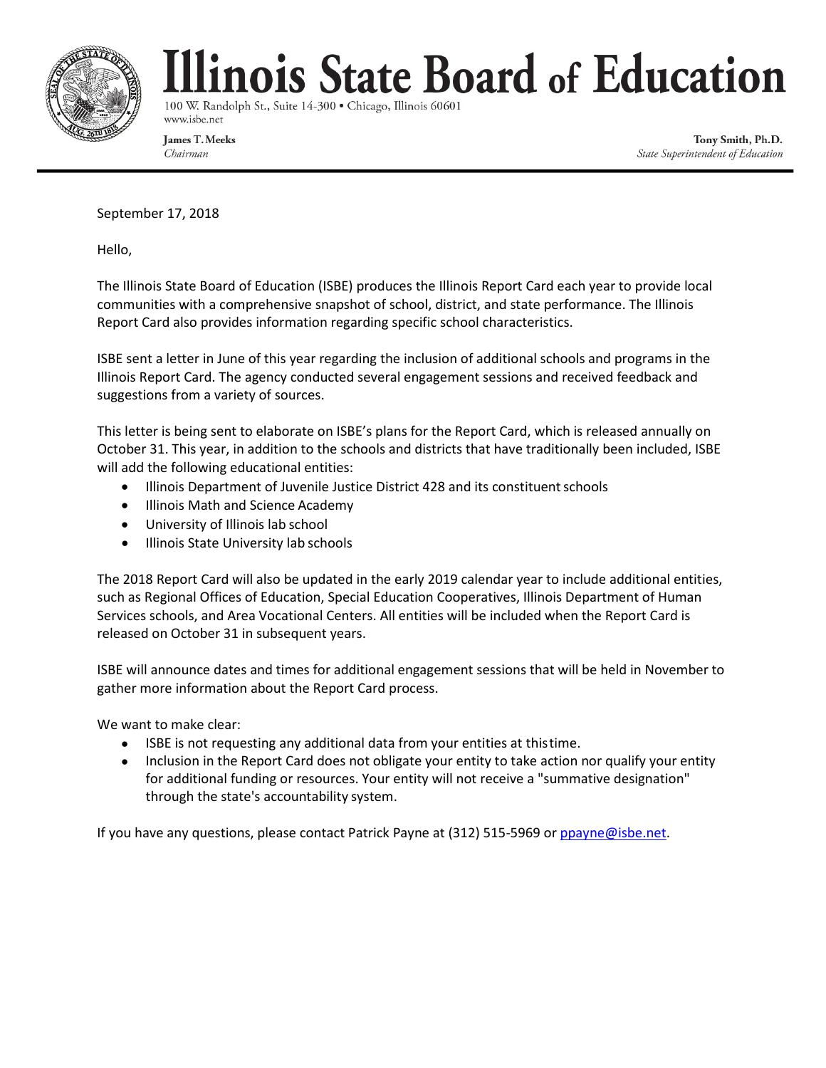# Illinois State Board of Education

100 W. Randolph St., Suite 14-300 • Chicago, Illinois 60601
www.isbe.net

**James T. Meeks**
*Chairman*

**Tony Smith, Ph.D.**
*State Superintendent of Education*

---

September 17, 2018

Hello,

The Illinois State Board of Education (ISBE) produces the Illinois Report Card each year to provide local communities with a comprehensive snapshot of school, district, and state performance. The Illinois Report Card also provides information regarding specific school characteristics.

ISBE sent a letter in June of this year regarding the inclusion of additional schools and programs in the Illinois Report Card. The agency conducted several engagement sessions and received feedback and suggestions from a variety of sources.

This letter is being sent to elaborate on ISBE's plans for the Report Card, which is released annually on October 31. This year, in addition to the schools and districts that have traditionally been included, ISBE will add the following educational entities:

- Illinois Department of Juvenile Justice District 428 and its constituent schools
- Illinois Math and Science Academy
- University of Illinois lab school
- Illinois State University lab schools

The 2018 Report Card will also be updated in the early 2019 calendar year to include additional entities, such as Regional Offices of Education, Special Education Cooperatives, Illinois Department of Human Services schools, and Area Vocational Centers. All entities will be included when the Report Card is released on October 31 in subsequent years.

ISBE will announce dates and times for additional engagement sessions that will be held in November to gather more information about the Report Card process.

We want to make clear:

- ISBE is not requesting any additional data from your entities at this time.
- Inclusion in the Report Card does not obligate your entity to take action nor qualify your entity for additional funding or resources. Your entity will not receive a "summative designation" through the state's accountability system.

If you have any questions, please contact Patrick Payne at (312) 515-5969 or ppayne@isbe.net.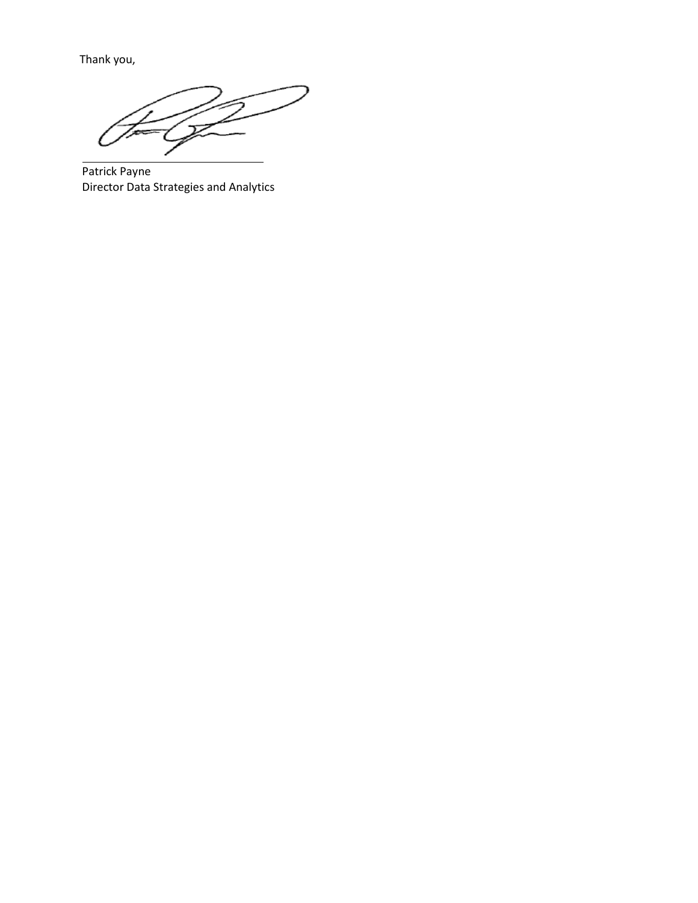Thank you,

Patrick Payne
Director Data Strategies and Analytics